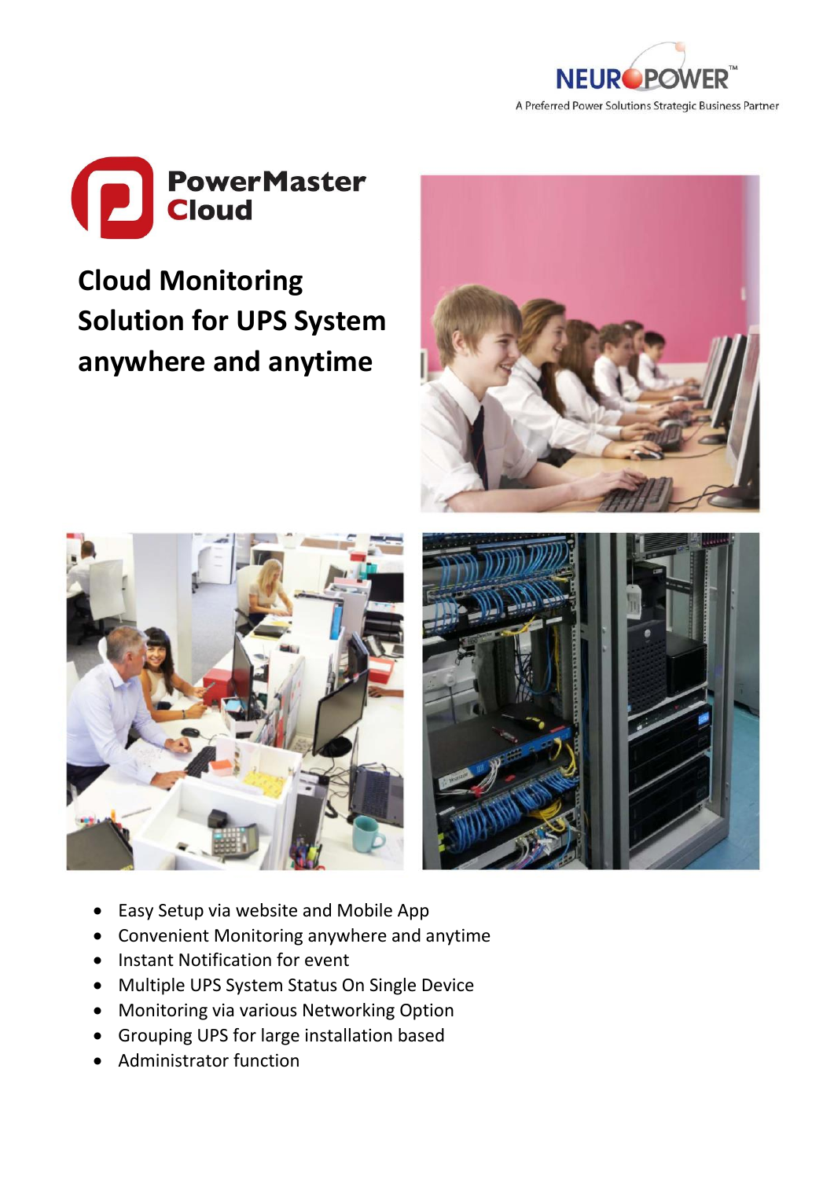NEUROPOWER™

A Preferred Power Solutions Strategic Business Partner

# PowerMaster Cloud

## Cloud Monitoring Solution for UPS System anywhere and anytime

- Easy Setup via website and Mobile App
- Convenient Monitoring anywhere and anytime
- Instant Notification for event
- Multiple UPS System Status On Single Device
- Monitoring via various Networking Option
- Grouping UPS for large installation based
- Administrator function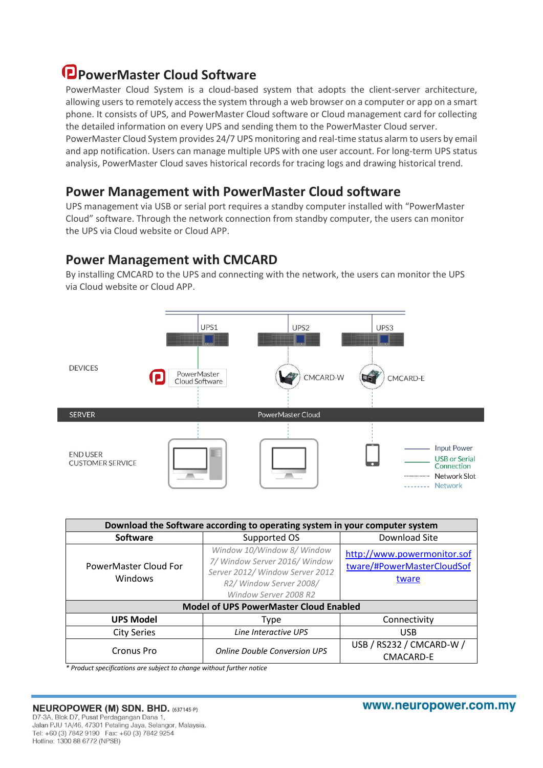# PowerMaster Cloud Software

PowerMaster Cloud System is a cloud-based system that adopts the client-server architecture, allowing users to remotely access the system through a web browser on a computer or app on a smart phone. It consists of UPS, and PowerMaster Cloud software or Cloud management card for collecting the detailed information on every UPS and sending them to the PowerMaster Cloud server.
PowerMaster Cloud System provides 24/7 UPS monitoring and real-time status alarm to users by email and app notification. Users can manage multiple UPS with one user account. For long-term UPS status analysis, PowerMaster Cloud saves historical records for tracing logs and drawing historical trend.

## Power Management with PowerMaster Cloud software

UPS management via USB or serial port requires a standby computer installed with "PowerMaster Cloud" software. Through the network connection from standby computer, the users can monitor the UPS via Cloud website or Cloud APP.

## Power Management with CMCARD

By installing CMCARD to the UPS and connecting with the network, the users can monitor the UPS via Cloud website or Cloud APP.

UPS1
UPS2
UPS3
DEVICES
PowerMaster Cloud Software
CMCARD-W
CMCARD-E
SERVER
PowerMaster Cloud
END USER
CUSTOMER SERVICE
Input Power
USB or Serial Connection
Network Slot
Network

| Download the Software according to operating system in your computer system | | |
|---|---|---|
| **Software** | Supported OS | Download Site |
| PowerMaster Cloud For Windows | *Window 10/Window 8/ Window 7/ Window Server 2016/ Window Server 2012/ Window Server 2012 R2/ Window Server 2008/ Window Server 2008 R2* | http://www.powermonitor.software/#PowerMasterCloudSoftware |
| **Model of UPS PowerMaster Cloud Enabled** | | |
| **UPS Model** | Type | Connectivity |
| City Series | *Line Interactive UPS* | USB |
| Cronus Pro | *Online Double Conversion UPS* | USB / RS232 / CMCARD-W / CMACARD-E |

*\* Product specifications are subject to change without further notice*

**NEUROPOWER (M) SDN. BHD.** (637145-P)
D7-3A, Blok D7, Pusat Perdagangan Dana 1,
Jalan PJU 1A/46, 47301 Petaling Jaya, Selangor, Malaysia.
Tel: +60 (3) 7842 9190 Fax: +60 (3) 7842 9254
Hotline: 1300 88 6772 (NPSB)

**www.neuropower.com.my**